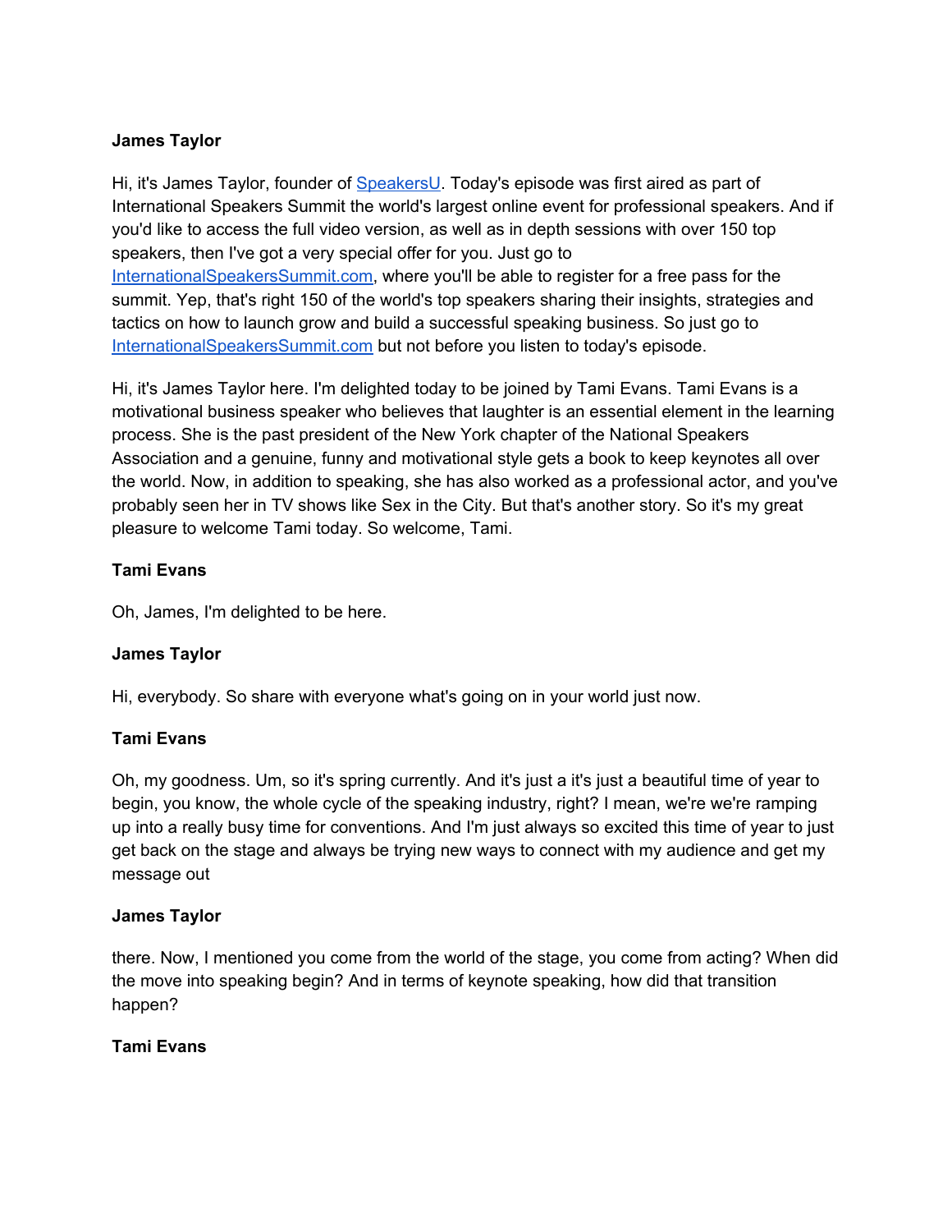**James Taylor**

Hi, it's James Taylor, founder of [SpeakersU](). Today's episode was first aired as part of International Speakers Summit the world's largest online event for professional speakers. And if you'd like to access the full video version, as well as in depth sessions with over 150 top speakers, then I've got a very special offer for you. Just go to [InternationalSpeakersSummit.com](), where you'll be able to register for a free pass for the summit. Yep, that's right 150 of the world's top speakers sharing their insights, strategies and tactics on how to launch grow and build a successful speaking business. So just go to [InternationalSpeakersSummit.com]() but not before you listen to today's episode.

Hi, it's James Taylor here. I'm delighted today to be joined by Tami Evans. Tami Evans is a motivational business speaker who believes that laughter is an essential element in the learning process. She is the past president of the New York chapter of the National Speakers Association and a genuine, funny and motivational style gets a book to keep keynotes all over the world. Now, in addition to speaking, she has also worked as a professional actor, and you've probably seen her in TV shows like Sex in the City. But that's another story. So it's my great pleasure to welcome Tami today. So welcome, Tami.

**Tami Evans**

Oh, James, I'm delighted to be here.

**James Taylor**

Hi, everybody. So share with everyone what's going on in your world just now.

**Tami Evans**

Oh, my goodness. Um, so it's spring currently. And it's just a it's just a beautiful time of year to begin, you know, the whole cycle of the speaking industry, right? I mean, we're we're ramping up into a really busy time for conventions. And I'm just always so excited this time of year to just get back on the stage and always be trying new ways to connect with my audience and get my message out

**James Taylor**

there. Now, I mentioned you come from the world of the stage, you come from acting? When did the move into speaking begin? And in terms of keynote speaking, how did that transition happen?

**Tami Evans**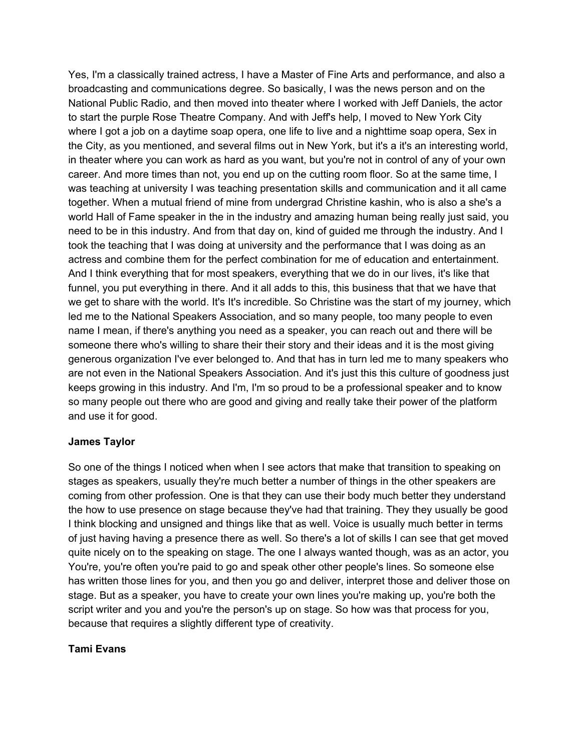Yes, I'm a classically trained actress, I have a Master of Fine Arts and performance, and also a broadcasting and communications degree. So basically, I was the news person and on the National Public Radio, and then moved into theater where I worked with Jeff Daniels, the actor to start the purple Rose Theatre Company. And with Jeff's help, I moved to New York City where I got a job on a daytime soap opera, one life to live and a nighttime soap opera, Sex in the City, as you mentioned, and several films out in New York, but it's a it's an interesting world, in theater where you can work as hard as you want, but you're not in control of any of your own career. And more times than not, you end up on the cutting room floor. So at the same time, I was teaching at university I was teaching presentation skills and communication and it all came together. When a mutual friend of mine from undergrad Christine kashin, who is also a she's a world Hall of Fame speaker in the in the industry and amazing human being really just said, you need to be in this industry. And from that day on, kind of guided me through the industry. And I took the teaching that I was doing at university and the performance that I was doing as an actress and combine them for the perfect combination for me of education and entertainment. And I think everything that for most speakers, everything that we do in our lives, it's like that funnel, you put everything in there. And it all adds to this, this business that that we have that we get to share with the world. It's It's incredible. So Christine was the start of my journey, which led me to the National Speakers Association, and so many people, too many people to even name I mean, if there's anything you need as a speaker, you can reach out and there will be someone there who's willing to share their their story and their ideas and it is the most giving generous organization I've ever belonged to. And that has in turn led me to many speakers who are not even in the National Speakers Association. And it's just this this culture of goodness just keeps growing in this industry. And I'm, I'm so proud to be a professional speaker and to know so many people out there who are good and giving and really take their power of the platform and use it for good.

**James Taylor**

So one of the things I noticed when when I see actors that make that transition to speaking on stages as speakers, usually they're much better a number of things in the other speakers are coming from other profession. One is that they can use their body much better they understand the how to use presence on stage because they've had that training. They they usually be good I think blocking and unsigned and things like that as well. Voice is usually much better in terms of just having having a presence there as well. So there's a lot of skills I can see that get moved quite nicely on to the speaking on stage. The one I always wanted though, was as an actor, you You're, you're often you're paid to go and speak other other people's lines. So someone else has written those lines for you, and then you go and deliver, interpret those and deliver those on stage. But as a speaker, you have to create your own lines you're making up, you're both the script writer and you and you're the person's up on stage. So how was that process for you, because that requires a slightly different type of creativity.

**Tami Evans**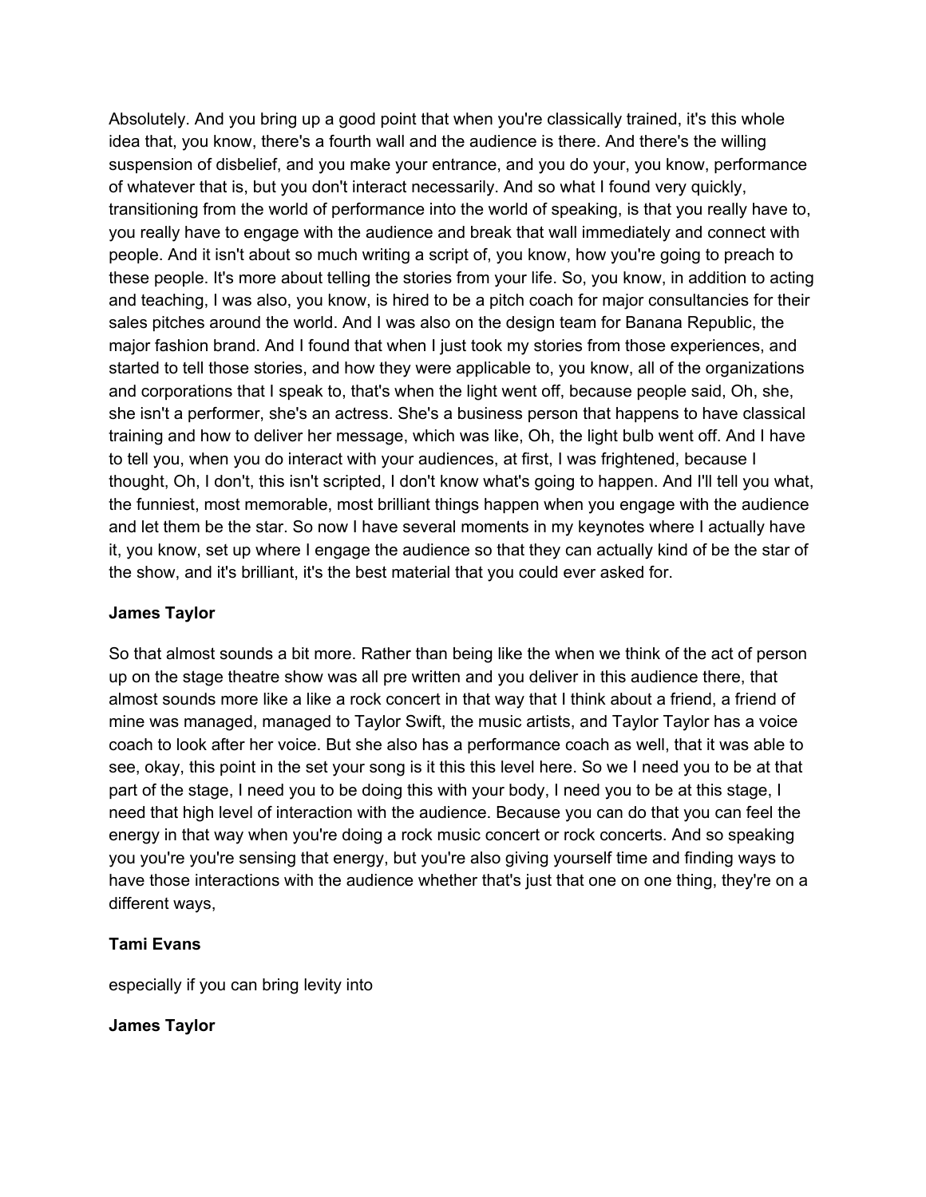Absolutely. And you bring up a good point that when you're classically trained, it's this whole idea that, you know, there's a fourth wall and the audience is there. And there's the willing suspension of disbelief, and you make your entrance, and you do your, you know, performance of whatever that is, but you don't interact necessarily. And so what I found very quickly, transitioning from the world of performance into the world of speaking, is that you really have to, you really have to engage with the audience and break that wall immediately and connect with people. And it isn't about so much writing a script of, you know, how you're going to preach to these people. It's more about telling the stories from your life. So, you know, in addition to acting and teaching, I was also, you know, is hired to be a pitch coach for major consultancies for their sales pitches around the world. And I was also on the design team for Banana Republic, the major fashion brand. And I found that when I just took my stories from those experiences, and started to tell those stories, and how they were applicable to, you know, all of the organizations and corporations that I speak to, that's when the light went off, because people said, Oh, she, she isn't a performer, she's an actress. She's a business person that happens to have classical training and how to deliver her message, which was like, Oh, the light bulb went off. And I have to tell you, when you do interact with your audiences, at first, I was frightened, because I thought, Oh, I don't, this isn't scripted, I don't know what's going to happen. And I'll tell you what, the funniest, most memorable, most brilliant things happen when you engage with the audience and let them be the star. So now I have several moments in my keynotes where I actually have it, you know, set up where I engage the audience so that they can actually kind of be the star of the show, and it's brilliant, it's the best material that you could ever asked for.

**James Taylor**

So that almost sounds a bit more. Rather than being like the when we think of the act of person up on the stage theatre show was all pre written and you deliver in this audience there, that almost sounds more like a like a rock concert in that way that I think about a friend, a friend of mine was managed, managed to Taylor Swift, the music artists, and Taylor Taylor has a voice coach to look after her voice. But she also has a performance coach as well, that it was able to see, okay, this point in the set your song is it this this level here. So we I need you to be at that part of the stage, I need you to be doing this with your body, I need you to be at this stage, I need that high level of interaction with the audience. Because you can do that you can feel the energy in that way when you're doing a rock music concert or rock concerts. And so speaking you you're you're sensing that energy, but you're also giving yourself time and finding ways to have those interactions with the audience whether that's just that one on one thing, they're on a different ways,

**Tami Evans**

especially if you can bring levity into

**James Taylor**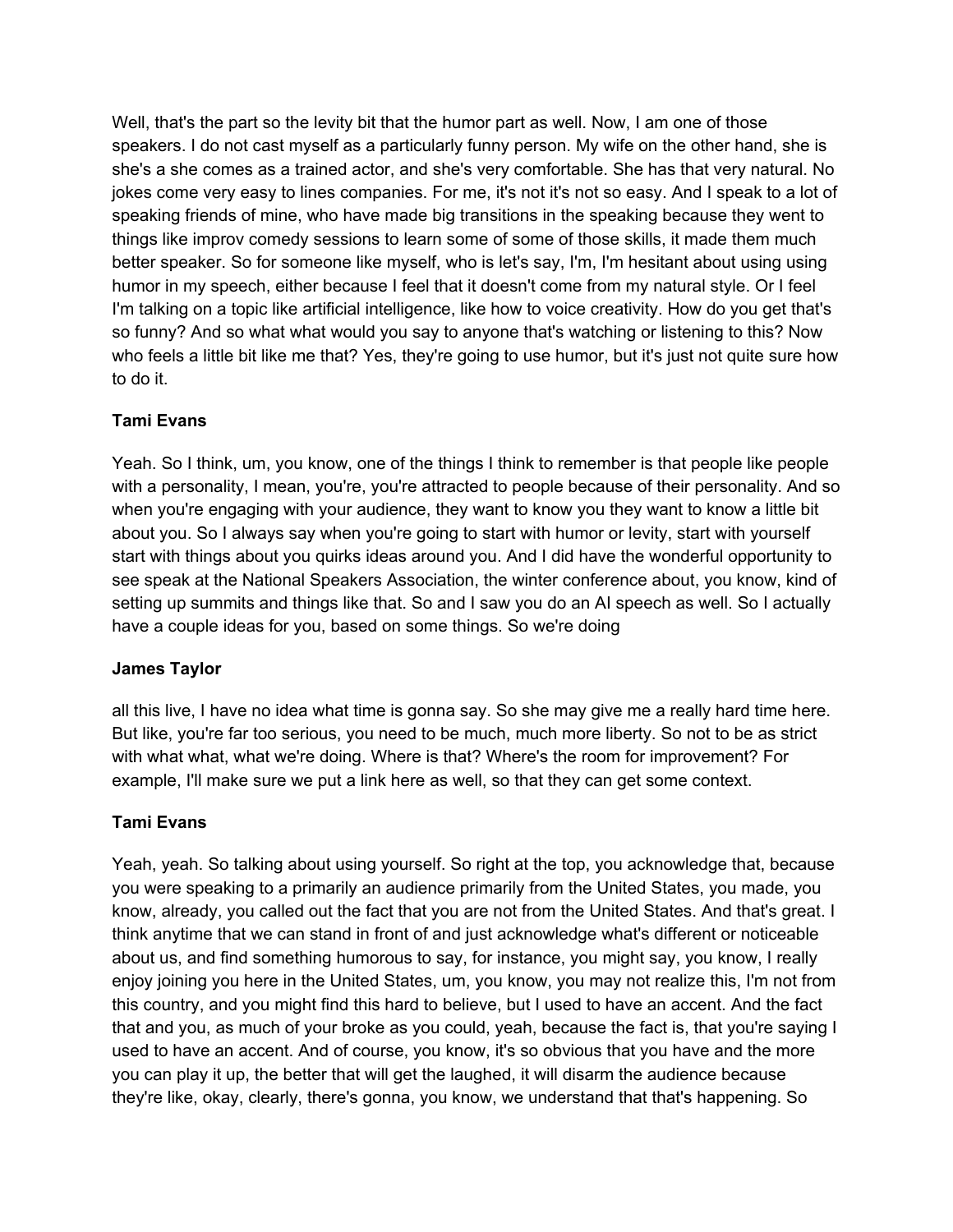Well, that's the part so the levity bit that the humor part as well. Now, I am one of those speakers. I do not cast myself as a particularly funny person. My wife on the other hand, she is she's a she comes as a trained actor, and she's very comfortable. She has that very natural. No jokes come very easy to lines companies. For me, it's not it's not so easy. And I speak to a lot of speaking friends of mine, who have made big transitions in the speaking because they went to things like improv comedy sessions to learn some of some of those skills, it made them much better speaker. So for someone like myself, who is let's say, I'm, I'm hesitant about using using humor in my speech, either because I feel that it doesn't come from my natural style. Or I feel I'm talking on a topic like artificial intelligence, like how to voice creativity. How do you get that's so funny? And so what what would you say to anyone that's watching or listening to this? Now who feels a little bit like me that? Yes, they're going to use humor, but it's just not quite sure how to do it.

**Tami Evans**

Yeah. So I think, um, you know, one of the things I think to remember is that people like people with a personality, I mean, you're, you're attracted to people because of their personality. And so when you're engaging with your audience, they want to know you they want to know a little bit about you. So I always say when you're going to start with humor or levity, start with yourself start with things about you quirks ideas around you. And I did have the wonderful opportunity to see speak at the National Speakers Association, the winter conference about, you know, kind of setting up summits and things like that. So and I saw you do an AI speech as well. So I actually have a couple ideas for you, based on some things. So we're doing

**James Taylor**

all this live, I have no idea what time is gonna say. So she may give me a really hard time here. But like, you're far too serious, you need to be much, much more liberty. So not to be as strict with what what, what we're doing. Where is that? Where's the room for improvement? For example, I'll make sure we put a link here as well, so that they can get some context.

**Tami Evans**

Yeah, yeah. So talking about using yourself. So right at the top, you acknowledge that, because you were speaking to a primarily an audience primarily from the United States, you made, you know, already, you called out the fact that you are not from the United States. And that's great. I think anytime that we can stand in front of and just acknowledge what's different or noticeable about us, and find something humorous to say, for instance, you might say, you know, I really enjoy joining you here in the United States, um, you know, you may not realize this, I'm not from this country, and you might find this hard to believe, but I used to have an accent. And the fact that and you, as much of your broke as you could, yeah, because the fact is, that you're saying I used to have an accent. And of course, you know, it's so obvious that you have and the more you can play it up, the better that will get the laughed, it will disarm the audience because they're like, okay, clearly, there's gonna, you know, we understand that that's happening. So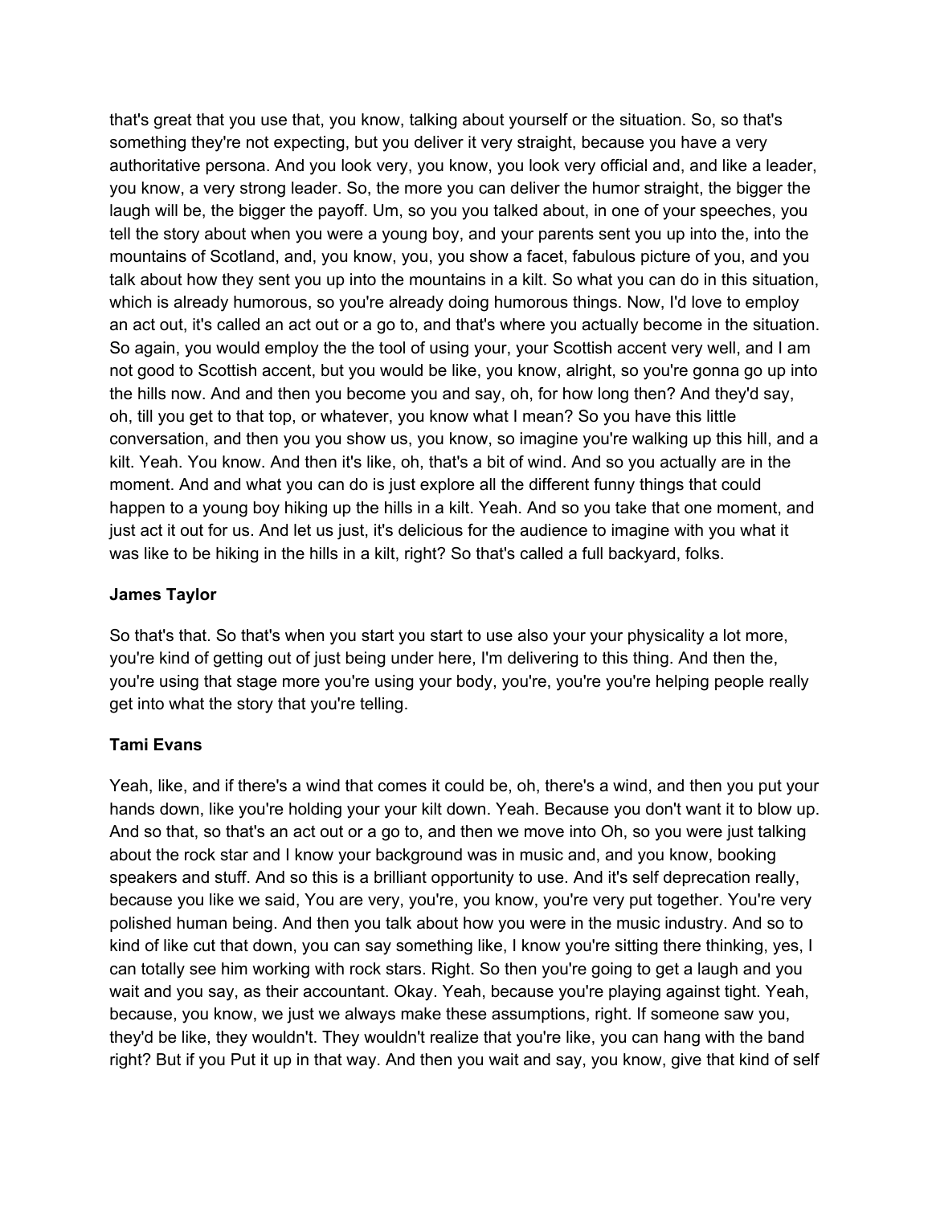that's great that you use that, you know, talking about yourself or the situation. So, so that's something they're not expecting, but you deliver it very straight, because you have a very authoritative persona. And you look very, you know, you look very official and, and like a leader, you know, a very strong leader. So, the more you can deliver the humor straight, the bigger the laugh will be, the bigger the payoff. Um, so you you talked about, in one of your speeches, you tell the story about when you were a young boy, and your parents sent you up into the, into the mountains of Scotland, and, you know, you, you show a facet, fabulous picture of you, and you talk about how they sent you up into the mountains in a kilt. So what you can do in this situation, which is already humorous, so you're already doing humorous things. Now, I'd love to employ an act out, it's called an act out or a go to, and that's where you actually become in the situation. So again, you would employ the the tool of using your, your Scottish accent very well, and I am not good to Scottish accent, but you would be like, you know, alright, so you're gonna go up into the hills now. And and then you become you and say, oh, for how long then? And they'd say, oh, till you get to that top, or whatever, you know what I mean? So you have this little conversation, and then you you show us, you know, so imagine you're walking up this hill, and a kilt. Yeah. You know. And then it's like, oh, that's a bit of wind. And so you actually are in the moment. And and what you can do is just explore all the different funny things that could happen to a young boy hiking up the hills in a kilt. Yeah. And so you take that one moment, and just act it out for us. And let us just, it's delicious for the audience to imagine with you what it was like to be hiking in the hills in a kilt, right? So that's called a full backyard, folks.

**James Taylor**

So that's that. So that's when you start you start to use also your your physicality a lot more, you're kind of getting out of just being under here, I'm delivering to this thing. And then the, you're using that stage more you're using your body, you're, you're you're helping people really get into what the story that you're telling.

**Tami Evans**

Yeah, like, and if there's a wind that comes it could be, oh, there's a wind, and then you put your hands down, like you're holding your your kilt down. Yeah. Because you don't want it to blow up. And so that, so that's an act out or a go to, and then we move into Oh, so you were just talking about the rock star and I know your background was in music and, and you know, booking speakers and stuff. And so this is a brilliant opportunity to use. And it's self deprecation really, because you like we said, You are very, you're, you know, you're very put together. You're very polished human being. And then you talk about how you were in the music industry. And so to kind of like cut that down, you can say something like, I know you're sitting there thinking, yes, I can totally see him working with rock stars. Right. So then you're going to get a laugh and you wait and you say, as their accountant. Okay. Yeah, because you're playing against tight. Yeah, because, you know, we just we always make these assumptions, right. If someone saw you, they'd be like, they wouldn't. They wouldn't realize that you're like, you can hang with the band right? But if you Put it up in that way. And then you wait and say, you know, give that kind of self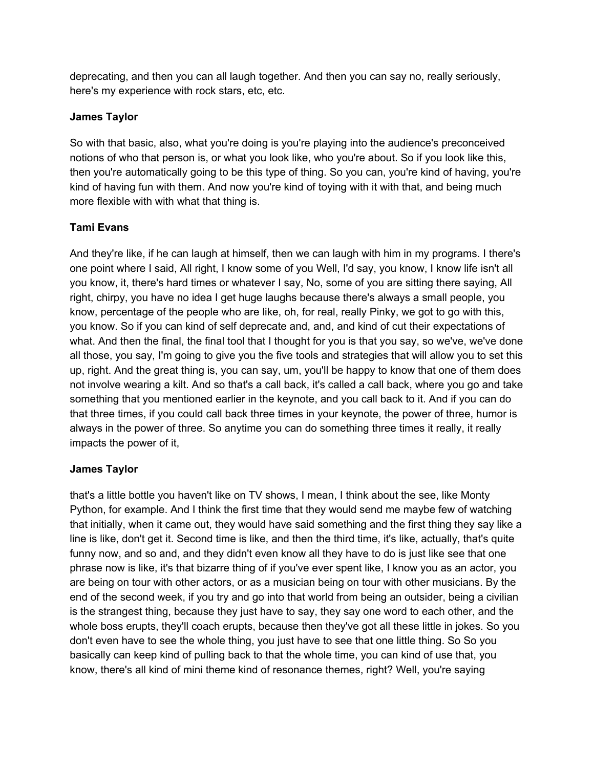deprecating, and then you can all laugh together. And then you can say no, really seriously, here's my experience with rock stars, etc, etc.

**James Taylor**

So with that basic, also, what you're doing is you're playing into the audience's preconceived notions of who that person is, or what you look like, who you're about. So if you look like this, then you're automatically going to be this type of thing. So you can, you're kind of having, you're kind of having fun with them. And now you're kind of toying with it with that, and being much more flexible with with what that thing is.

**Tami Evans**

And they're like, if he can laugh at himself, then we can laugh with him in my programs. I there's one point where I said, All right, I know some of you Well, I'd say, you know, I know life isn't all you know, it, there's hard times or whatever I say, No, some of you are sitting there saying, All right, chirpy, you have no idea I get huge laughs because there's always a small people, you know, percentage of the people who are like, oh, for real, really Pinky, we got to go with this, you know. So if you can kind of self deprecate and, and, and kind of cut their expectations of what. And then the final, the final tool that I thought for you is that you say, so we've, we've done all those, you say, I'm going to give you the five tools and strategies that will allow you to set this up, right. And the great thing is, you can say, um, you'll be happy to know that one of them does not involve wearing a kilt. And so that's a call back, it's called a call back, where you go and take something that you mentioned earlier in the keynote, and you call back to it. And if you can do that three times, if you could call back three times in your keynote, the power of three, humor is always in the power of three. So anytime you can do something three times it really, it really impacts the power of it,

**James Taylor**

that's a little bottle you haven't like on TV shows, I mean, I think about the see, like Monty Python, for example. And I think the first time that they would send me maybe few of watching that initially, when it came out, they would have said something and the first thing they say like a line is like, don't get it. Second time is like, and then the third time, it's like, actually, that's quite funny now, and so and, and they didn't even know all they have to do is just like see that one phrase now is like, it's that bizarre thing of if you've ever spent like, I know you as an actor, you are being on tour with other actors, or as a musician being on tour with other musicians. By the end of the second week, if you try and go into that world from being an outsider, being a civilian is the strangest thing, because they just have to say, they say one word to each other, and the whole boss erupts, they'll coach erupts, because then they've got all these little in jokes. So you don't even have to see the whole thing, you just have to see that one little thing. So So you basically can keep kind of pulling back to that the whole time, you can kind of use that, you know, there's all kind of mini theme kind of resonance themes, right? Well, you're saying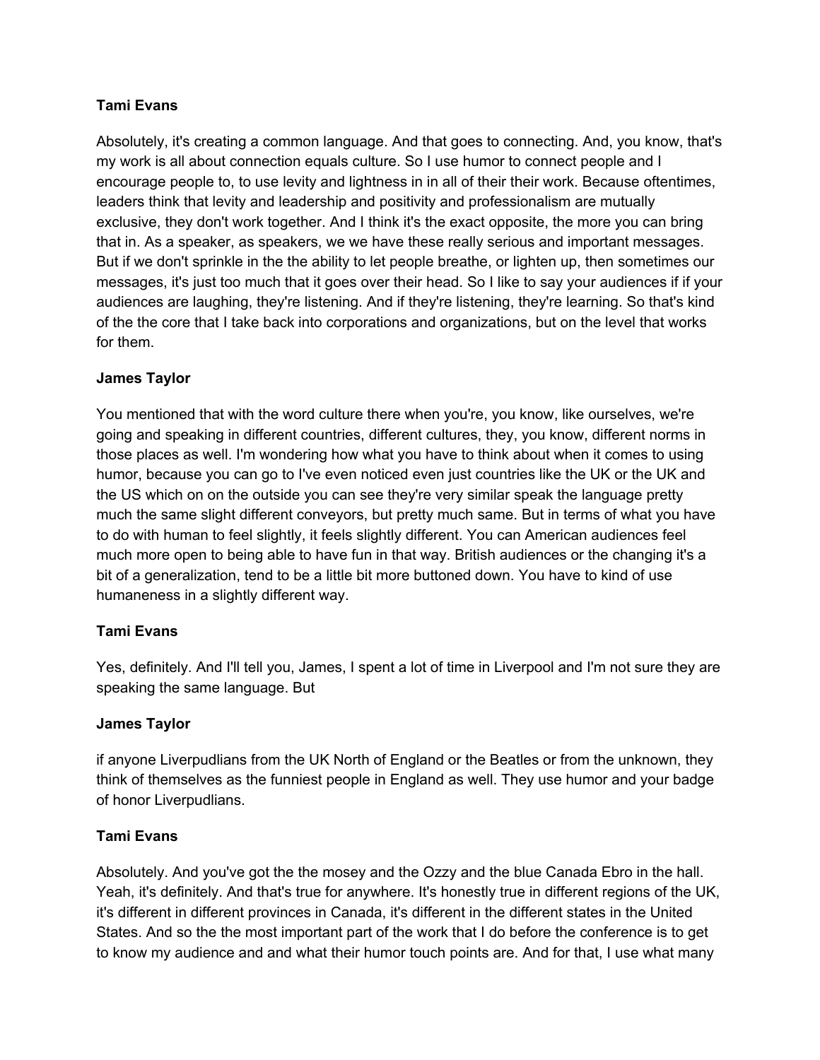**Tami Evans**

Absolutely, it's creating a common language. And that goes to connecting. And, you know, that's my work is all about connection equals culture. So I use humor to connect people and I encourage people to, to use levity and lightness in in all of their their work. Because oftentimes, leaders think that levity and leadership and positivity and professionalism are mutually exclusive, they don't work together. And I think it's the exact opposite, the more you can bring that in. As a speaker, as speakers, we we have these really serious and important messages. But if we don't sprinkle in the the ability to let people breathe, or lighten up, then sometimes our messages, it's just too much that it goes over their head. So I like to say your audiences if if your audiences are laughing, they're listening. And if they're listening, they're learning. So that's kind of the the core that I take back into corporations and organizations, but on the level that works for them.

**James Taylor**

You mentioned that with the word culture there when you're, you know, like ourselves, we're going and speaking in different countries, different cultures, they, you know, different norms in those places as well. I'm wondering how what you have to think about when it comes to using humor, because you can go to I've even noticed even just countries like the UK or the UK and the US which on on the outside you can see they're very similar speak the language pretty much the same slight different conveyors, but pretty much same. But in terms of what you have to do with human to feel slightly, it feels slightly different. You can American audiences feel much more open to being able to have fun in that way. British audiences or the changing it's a bit of a generalization, tend to be a little bit more buttoned down. You have to kind of use humaneness in a slightly different way.

**Tami Evans**

Yes, definitely. And I'll tell you, James, I spent a lot of time in Liverpool and I'm not sure they are speaking the same language. But

**James Taylor**

if anyone Liverpudlians from the UK North of England or the Beatles or from the unknown, they think of themselves as the funniest people in England as well. They use humor and your badge of honor Liverpudlians.

**Tami Evans**

Absolutely. And you've got the the mosey and the Ozzy and the blue Canada Ebro in the hall. Yeah, it's definitely. And that's true for anywhere. It's honestly true in different regions of the UK, it's different in different provinces in Canada, it's different in the different states in the United States. And so the the most important part of the work that I do before the conference is to get to know my audience and and what their humor touch points are. And for that, I use what many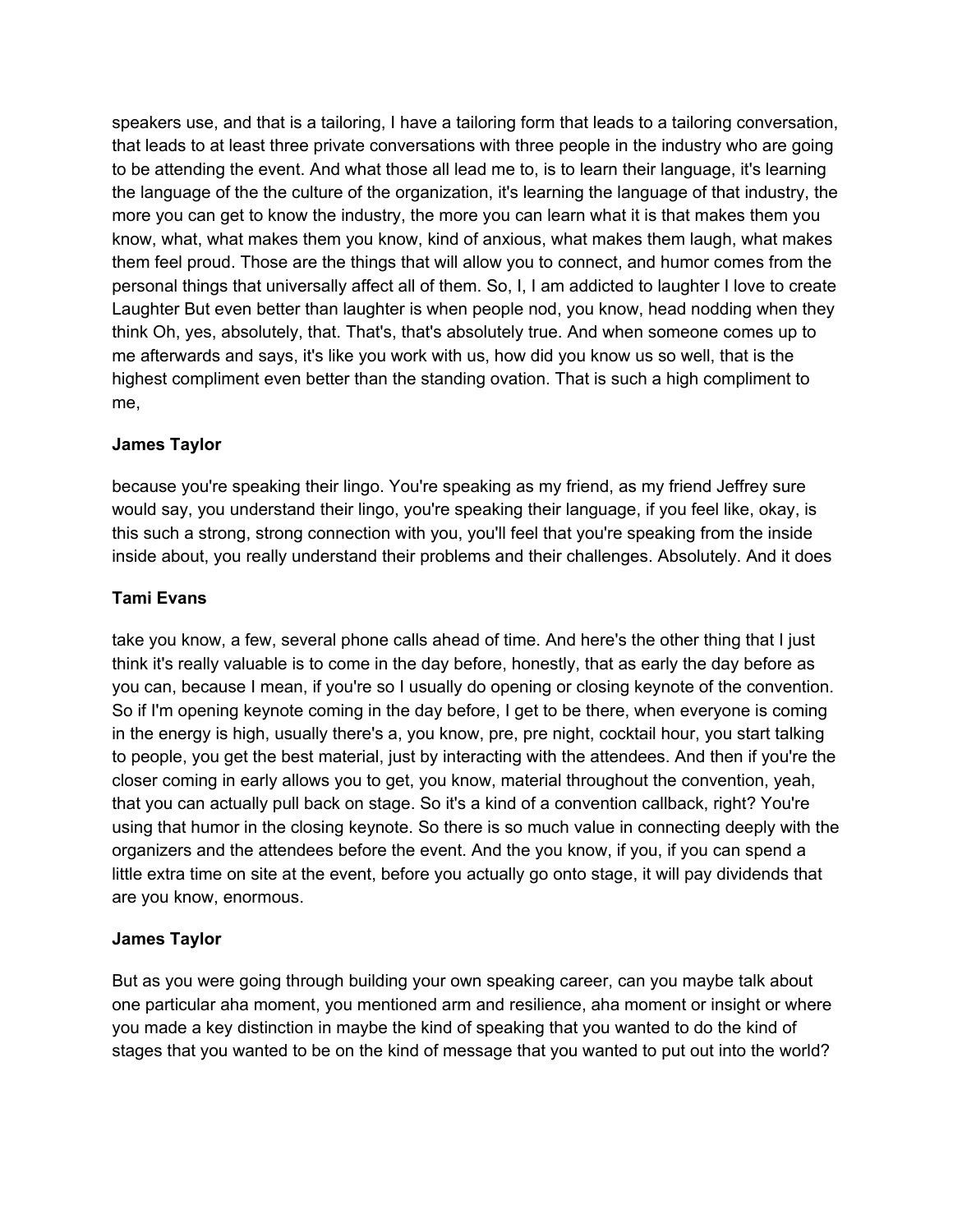speakers use, and that is a tailoring, I have a tailoring form that leads to a tailoring conversation, that leads to at least three private conversations with three people in the industry who are going to be attending the event. And what those all lead me to, is to learn their language, it's learning the language of the the culture of the organization, it's learning the language of that industry, the more you can get to know the industry, the more you can learn what it is that makes them you know, what, what makes them you know, kind of anxious, what makes them laugh, what makes them feel proud. Those are the things that will allow you to connect, and humor comes from the personal things that universally affect all of them. So, I, I am addicted to laughter I love to create Laughter But even better than laughter is when people nod, you know, head nodding when they think Oh, yes, absolutely, that. That's, that's absolutely true. And when someone comes up to me afterwards and says, it's like you work with us, how did you know us so well, that is the highest compliment even better than the standing ovation. That is such a high compliment to me,

**James Taylor**

because you're speaking their lingo. You're speaking as my friend, as my friend Jeffrey sure would say, you understand their lingo, you're speaking their language, if you feel like, okay, is this such a strong, strong connection with you, you'll feel that you're speaking from the inside inside about, you really understand their problems and their challenges. Absolutely. And it does

**Tami Evans**

take you know, a few, several phone calls ahead of time. And here's the other thing that I just think it's really valuable is to come in the day before, honestly, that as early the day before as you can, because I mean, if you're so I usually do opening or closing keynote of the convention. So if I'm opening keynote coming in the day before, I get to be there, when everyone is coming in the energy is high, usually there's a, you know, pre, pre night, cocktail hour, you start talking to people, you get the best material, just by interacting with the attendees. And then if you're the closer coming in early allows you to get, you know, material throughout the convention, yeah, that you can actually pull back on stage. So it's a kind of a convention callback, right? You're using that humor in the closing keynote. So there is so much value in connecting deeply with the organizers and the attendees before the event. And the you know, if you, if you can spend a little extra time on site at the event, before you actually go onto stage, it will pay dividends that are you know, enormous.

**James Taylor**

But as you were going through building your own speaking career, can you maybe talk about one particular aha moment, you mentioned arm and resilience, aha moment or insight or where you made a key distinction in maybe the kind of speaking that you wanted to do the kind of stages that you wanted to be on the kind of message that you wanted to put out into the world?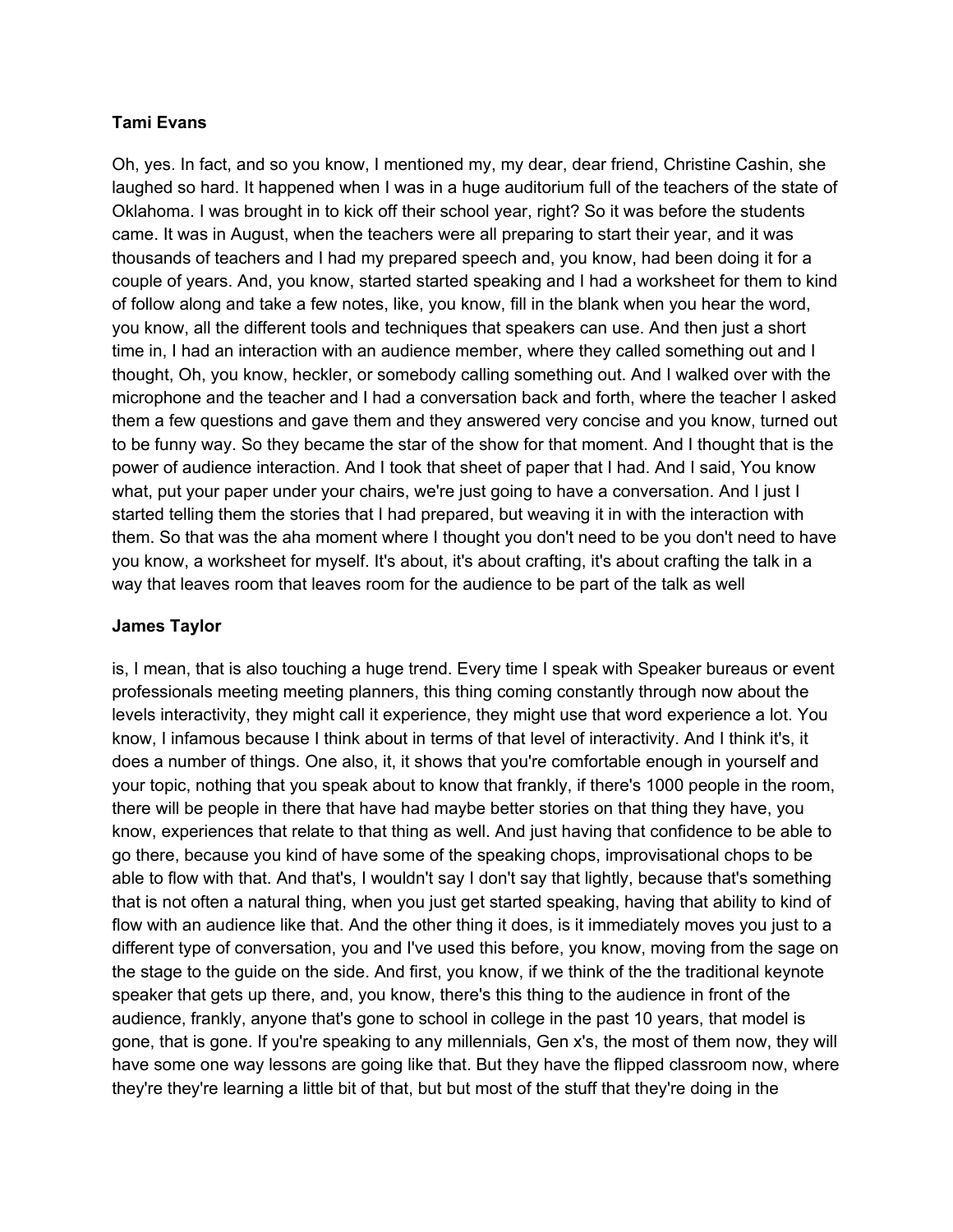**Tami Evans**

Oh, yes. In fact, and so you know, I mentioned my, my dear, dear friend, Christine Cashin, she laughed so hard. It happened when I was in a huge auditorium full of the teachers of the state of Oklahoma. I was brought in to kick off their school year, right? So it was before the students came. It was in August, when the teachers were all preparing to start their year, and it was thousands of teachers and I had my prepared speech and, you know, had been doing it for a couple of years. And, you know, started started speaking and I had a worksheet for them to kind of follow along and take a few notes, like, you know, fill in the blank when you hear the word, you know, all the different tools and techniques that speakers can use. And then just a short time in, I had an interaction with an audience member, where they called something out and I thought, Oh, you know, heckler, or somebody calling something out. And I walked over with the microphone and the teacher and I had a conversation back and forth, where the teacher I asked them a few questions and gave them and they answered very concise and you know, turned out to be funny way. So they became the star of the show for that moment. And I thought that is the power of audience interaction. And I took that sheet of paper that I had. And I said, You know what, put your paper under your chairs, we're just going to have a conversation. And I just I started telling them the stories that I had prepared, but weaving it in with the interaction with them. So that was the aha moment where I thought you don't need to be you don't need to have you know, a worksheet for myself. It's about, it's about crafting, it's about crafting the talk in a way that leaves room that leaves room for the audience to be part of the talk as well

**James Taylor**

is, I mean, that is also touching a huge trend. Every time I speak with Speaker bureaus or event professionals meeting meeting planners, this thing coming constantly through now about the levels interactivity, they might call it experience, they might use that word experience a lot. You know, I infamous because I think about in terms of that level of interactivity. And I think it's, it does a number of things. One also, it, it shows that you're comfortable enough in yourself and your topic, nothing that you speak about to know that frankly, if there's 1000 people in the room, there will be people in there that have had maybe better stories on that thing they have, you know, experiences that relate to that thing as well. And just having that confidence to be able to go there, because you kind of have some of the speaking chops, improvisational chops to be able to flow with that. And that's, I wouldn't say I don't say that lightly, because that's something that is not often a natural thing, when you just get started speaking, having that ability to kind of flow with an audience like that. And the other thing it does, is it immediately moves you just to a different type of conversation, you and I've used this before, you know, moving from the sage on the stage to the guide on the side. And first, you know, if we think of the the traditional keynote speaker that gets up there, and, you know, there's this thing to the audience in front of the audience, frankly, anyone that's gone to school in college in the past 10 years, that model is gone, that is gone. If you're speaking to any millennials, Gen x's, the most of them now, they will have some one way lessons are going like that. But they have the flipped classroom now, where they're they're learning a little bit of that, but but most of the stuff that they're doing in the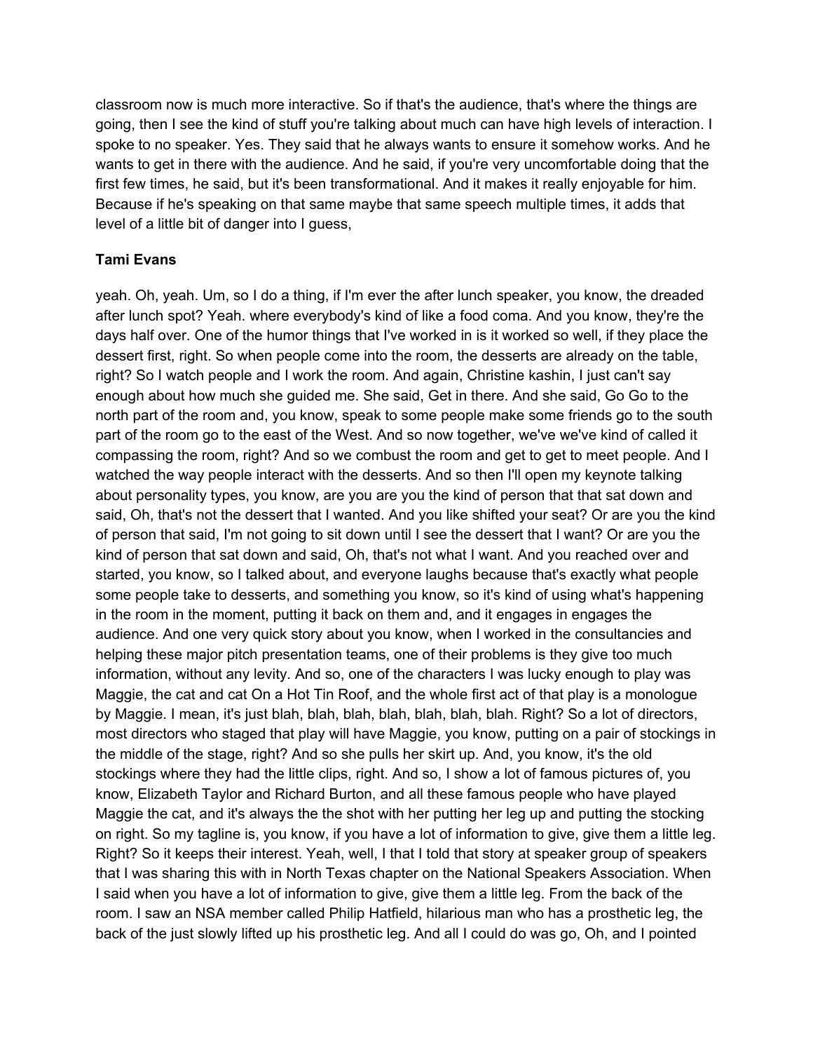classroom now is much more interactive. So if that's the audience, that's where the things are going, then I see the kind of stuff you're talking about much can have high levels of interaction. I spoke to no speaker. Yes. They said that he always wants to ensure it somehow works. And he wants to get in there with the audience. And he said, if you're very uncomfortable doing that the first few times, he said, but it's been transformational. And it makes it really enjoyable for him. Because if he's speaking on that same maybe that same speech multiple times, it adds that level of a little bit of danger into I guess,

**Tami Evans**

yeah. Oh, yeah. Um, so I do a thing, if I'm ever the after lunch speaker, you know, the dreaded after lunch spot? Yeah. where everybody's kind of like a food coma. And you know, they're the days half over. One of the humor things that I've worked in is it worked so well, if they place the dessert first, right. So when people come into the room, the desserts are already on the table, right? So I watch people and I work the room. And again, Christine kashin, I just can't say enough about how much she guided me. She said, Get in there. And she said, Go Go to the north part of the room and, you know, speak to some people make some friends go to the south part of the room go to the east of the West. And so now together, we've we've kind of called it compassing the room, right? And so we combust the room and get to get to meet people. And I watched the way people interact with the desserts. And so then I'll open my keynote talking about personality types, you know, are you are you the kind of person that that sat down and said, Oh, that's not the dessert that I wanted. And you like shifted your seat? Or are you the kind of person that said, I'm not going to sit down until I see the dessert that I want? Or are you the kind of person that sat down and said, Oh, that's not what I want. And you reached over and started, you know, so I talked about, and everyone laughs because that's exactly what people some people take to desserts, and something you know, so it's kind of using what's happening in the room in the moment, putting it back on them and, and it engages in engages the audience. And one very quick story about you know, when I worked in the consultancies and helping these major pitch presentation teams, one of their problems is they give too much information, without any levity. And so, one of the characters I was lucky enough to play was Maggie, the cat and cat On a Hot Tin Roof, and the whole first act of that play is a monologue by Maggie. I mean, it's just blah, blah, blah, blah, blah, blah, blah. Right? So a lot of directors, most directors who staged that play will have Maggie, you know, putting on a pair of stockings in the middle of the stage, right? And so she pulls her skirt up. And, you know, it's the old stockings where they had the little clips, right. And so, I show a lot of famous pictures of, you know, Elizabeth Taylor and Richard Burton, and all these famous people who have played Maggie the cat, and it's always the the shot with her putting her leg up and putting the stocking on right. So my tagline is, you know, if you have a lot of information to give, give them a little leg. Right? So it keeps their interest. Yeah, well, I that I told that story at speaker group of speakers that I was sharing this with in North Texas chapter on the National Speakers Association. When I said when you have a lot of information to give, give them a little leg. From the back of the room. I saw an NSA member called Philip Hatfield, hilarious man who has a prosthetic leg, the back of the just slowly lifted up his prosthetic leg. And all I could do was go, Oh, and I pointed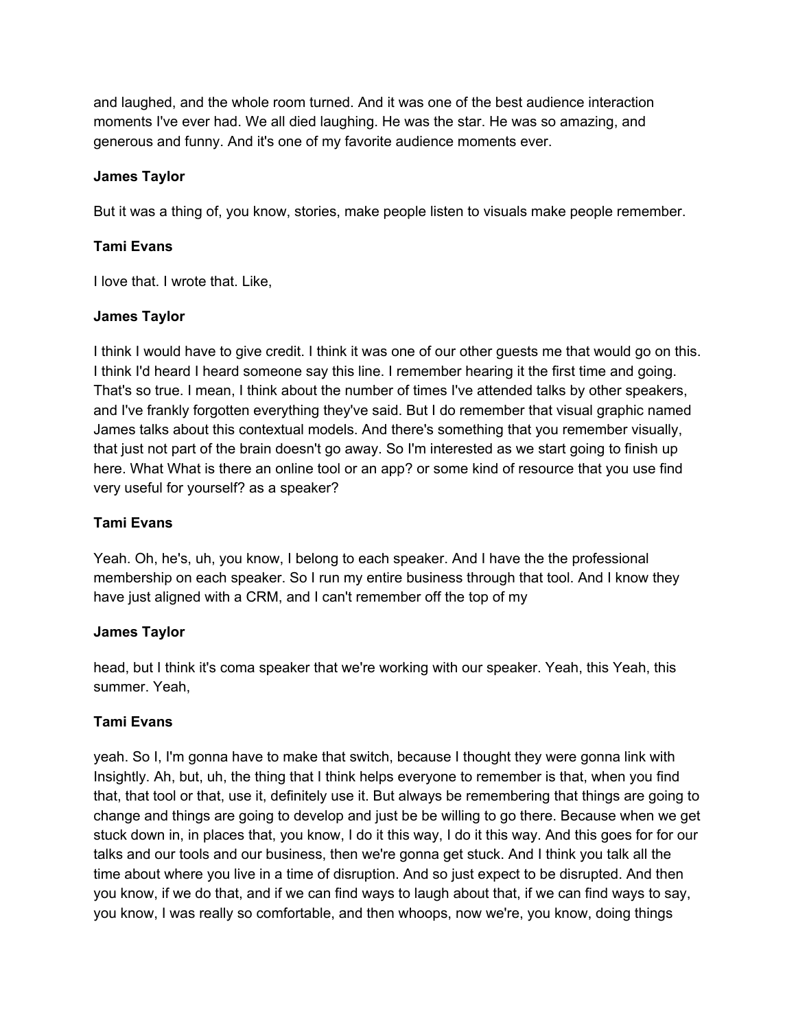and laughed, and the whole room turned. And it was one of the best audience interaction moments I've ever had. We all died laughing. He was the star. He was so amazing, and generous and funny. And it's one of my favorite audience moments ever.

**James Taylor**

But it was a thing of, you know, stories, make people listen to visuals make people remember.

**Tami Evans**

I love that. I wrote that. Like,

**James Taylor**

I think I would have to give credit. I think it was one of our other guests me that would go on this. I think I'd heard I heard someone say this line. I remember hearing it the first time and going. That's so true. I mean, I think about the number of times I've attended talks by other speakers, and I've frankly forgotten everything they've said. But I do remember that visual graphic named James talks about this contextual models. And there's something that you remember visually, that just not part of the brain doesn't go away. So I'm interested as we start going to finish up here. What What is there an online tool or an app? or some kind of resource that you use find very useful for yourself? as a speaker?

**Tami Evans**

Yeah. Oh, he's, uh, you know, I belong to each speaker. And I have the the professional membership on each speaker. So I run my entire business through that tool. And I know they have just aligned with a CRM, and I can't remember off the top of my

**James Taylor**

head, but I think it's coma speaker that we're working with our speaker. Yeah, this Yeah, this summer. Yeah,

**Tami Evans**

yeah. So I, I'm gonna have to make that switch, because I thought they were gonna link with Insightly. Ah, but, uh, the thing that I think helps everyone to remember is that, when you find that, that tool or that, use it, definitely use it. But always be remembering that things are going to change and things are going to develop and just be be willing to go there. Because when we get stuck down in, in places that, you know, I do it this way, I do it this way. And this goes for for our talks and our tools and our business, then we're gonna get stuck. And I think you talk all the time about where you live in a time of disruption. And so just expect to be disrupted. And then you know, if we do that, and if we can find ways to laugh about that, if we can find ways to say, you know, I was really so comfortable, and then whoops, now we're, you know, doing things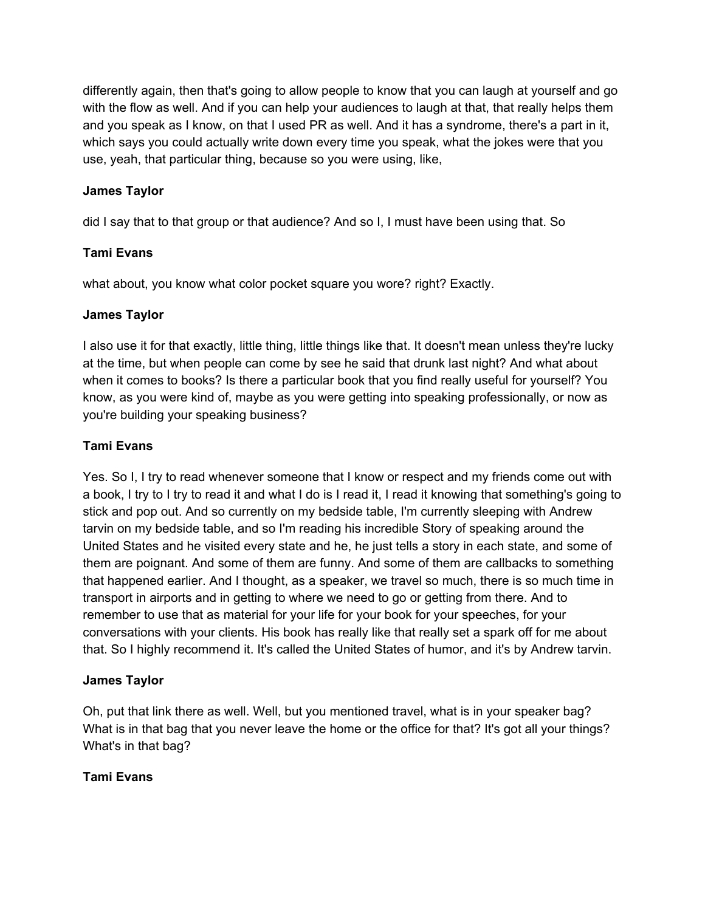differently again, then that's going to allow people to know that you can laugh at yourself and go with the flow as well. And if you can help your audiences to laugh at that, that really helps them and you speak as I know, on that I used PR as well. And it has a syndrome, there's a part in it, which says you could actually write down every time you speak, what the jokes were that you use, yeah, that particular thing, because so you were using, like,

**James Taylor**

did I say that to that group or that audience? And so I, I must have been using that. So

**Tami Evans**

what about, you know what color pocket square you wore? right? Exactly.

**James Taylor**

I also use it for that exactly, little thing, little things like that. It doesn't mean unless they're lucky at the time, but when people can come by see he said that drunk last night? And what about when it comes to books? Is there a particular book that you find really useful for yourself? You know, as you were kind of, maybe as you were getting into speaking professionally, or now as you're building your speaking business?

**Tami Evans**

Yes. So I, I try to read whenever someone that I know or respect and my friends come out with a book, I try to I try to read it and what I do is I read it, I read it knowing that something's going to stick and pop out. And so currently on my bedside table, I'm currently sleeping with Andrew tarvin on my bedside table, and so I'm reading his incredible Story of speaking around the United States and he visited every state and he, he just tells a story in each state, and some of them are poignant. And some of them are funny. And some of them are callbacks to something that happened earlier. And I thought, as a speaker, we travel so much, there is so much time in transport in airports and in getting to where we need to go or getting from there. And to remember to use that as material for your life for your book for your speeches, for your conversations with your clients. His book has really like that really set a spark off for me about that. So I highly recommend it. It's called the United States of humor, and it's by Andrew tarvin.

**James Taylor**

Oh, put that link there as well. Well, but you mentioned travel, what is in your speaker bag? What is in that bag that you never leave the home or the office for that? It's got all your things? What's in that bag?

**Tami Evans**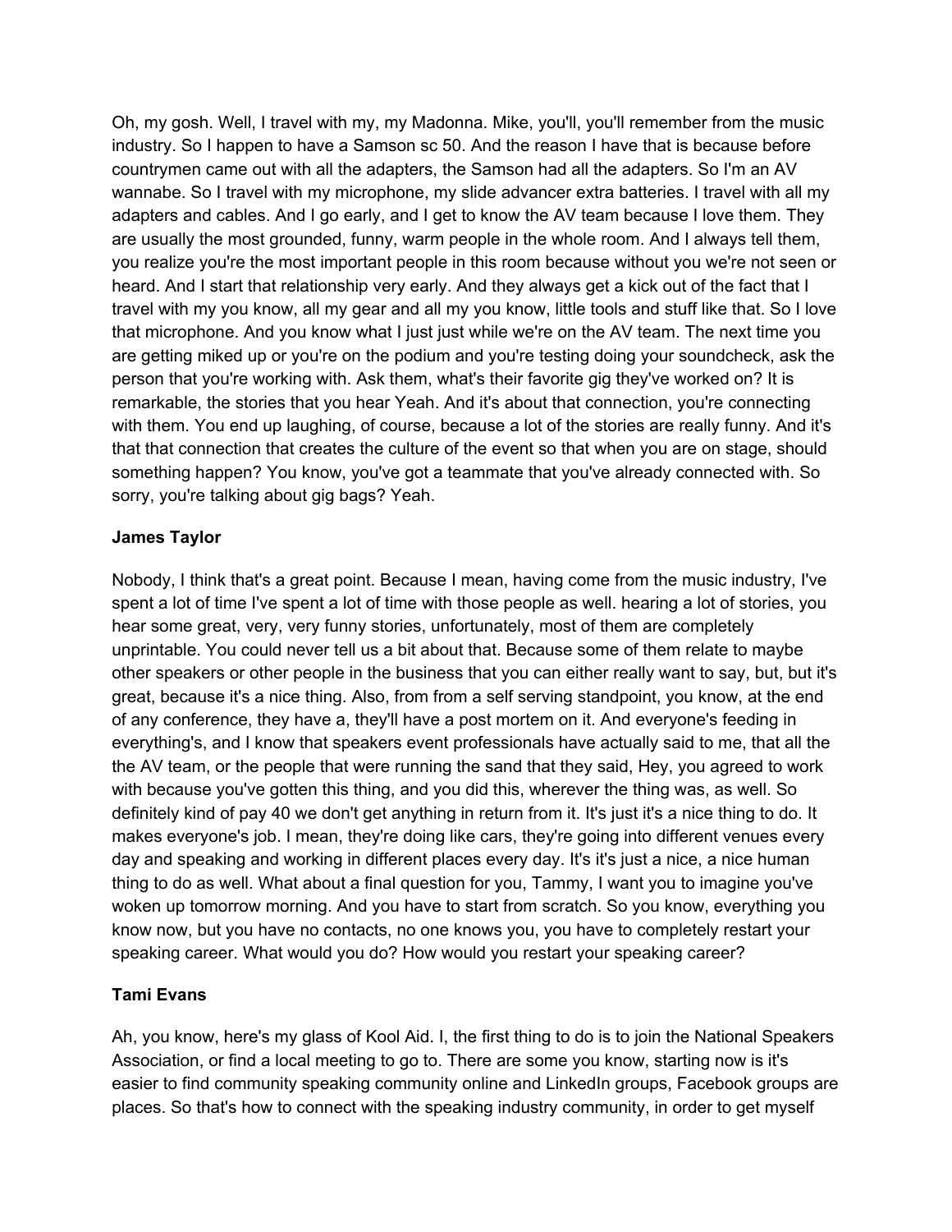Oh, my gosh. Well, I travel with my, my Madonna. Mike, you'll, you'll remember from the music industry. So I happen to have a Samson sc 50. And the reason I have that is because before countrymen came out with all the adapters, the Samson had all the adapters. So I'm an AV wannabe. So I travel with my microphone, my slide advancer extra batteries. I travel with all my adapters and cables. And I go early, and I get to know the AV team because I love them. They are usually the most grounded, funny, warm people in the whole room. And I always tell them, you realize you're the most important people in this room because without you we're not seen or heard. And I start that relationship very early. And they always get a kick out of the fact that I travel with my you know, all my gear and all my you know, little tools and stuff like that. So I love that microphone. And you know what I just just while we're on the AV team. The next time you are getting miked up or you're on the podium and you're testing doing your soundcheck, ask the person that you're working with. Ask them, what's their favorite gig they've worked on? It is remarkable, the stories that you hear Yeah. And it's about that connection, you're connecting with them. You end up laughing, of course, because a lot of the stories are really funny. And it's that that connection that creates the culture of the event so that when you are on stage, should something happen? You know, you've got a teammate that you've already connected with. So sorry, you're talking about gig bags? Yeah.

**James Taylor**

Nobody, I think that's a great point. Because I mean, having come from the music industry, I've spent a lot of time I've spent a lot of time with those people as well. hearing a lot of stories, you hear some great, very, very funny stories, unfortunately, most of them are completely unprintable. You could never tell us a bit about that. Because some of them relate to maybe other speakers or other people in the business that you can either really want to say, but, but it's great, because it's a nice thing. Also, from from a self serving standpoint, you know, at the end of any conference, they have a, they'll have a post mortem on it. And everyone's feeding in everything's, and I know that speakers event professionals have actually said to me, that all the the AV team, or the people that were running the sand that they said, Hey, you agreed to work with because you've gotten this thing, and you did this, wherever the thing was, as well. So definitely kind of pay 40 we don't get anything in return from it. It's just it's a nice thing to do. It makes everyone's job. I mean, they're doing like cars, they're going into different venues every day and speaking and working in different places every day. It's it's just a nice, a nice human thing to do as well. What about a final question for you, Tammy, I want you to imagine you've woken up tomorrow morning. And you have to start from scratch. So you know, everything you know now, but you have no contacts, no one knows you, you have to completely restart your speaking career. What would you do? How would you restart your speaking career?

**Tami Evans**

Ah, you know, here's my glass of Kool Aid. I, the first thing to do is to join the National Speakers Association, or find a local meeting to go to. There are some you know, starting now is it's easier to find community speaking community online and LinkedIn groups, Facebook groups are places. So that's how to connect with the speaking industry community, in order to get myself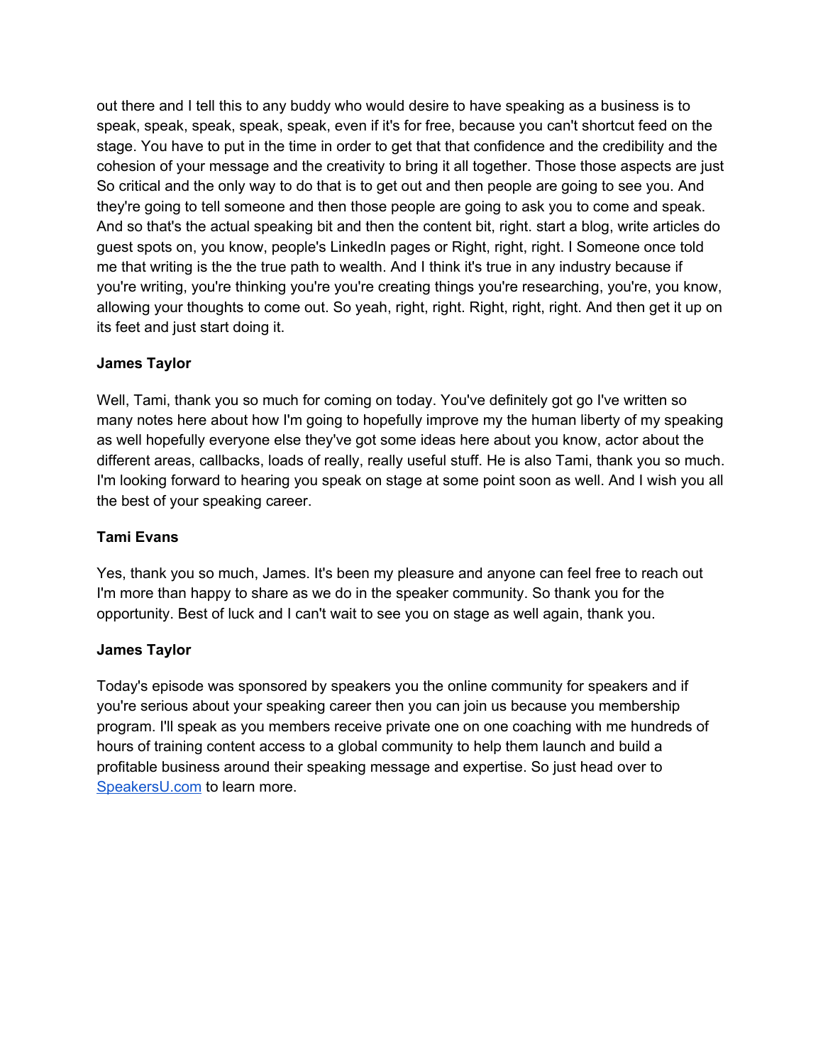out there and I tell this to any buddy who would desire to have speaking as a business is to speak, speak, speak, speak, speak, even if it's for free, because you can't shortcut feed on the stage. You have to put in the time in order to get that that confidence and the credibility and the cohesion of your message and the creativity to bring it all together. Those those aspects are just So critical and the only way to do that is to get out and then people are going to see you. And they're going to tell someone and then those people are going to ask you to come and speak. And so that's the actual speaking bit and then the content bit, right. start a blog, write articles do guest spots on, you know, people's LinkedIn pages or Right, right, right. I Someone once told me that writing is the the true path to wealth. And I think it's true in any industry because if you're writing, you're thinking you're you're creating things you're researching, you're, you know, allowing your thoughts to come out. So yeah, right, right. Right, right, right. And then get it up on its feet and just start doing it.

**James Taylor**

Well, Tami, thank you so much for coming on today. You've definitely got go I've written so many notes here about how I'm going to hopefully improve my the human liberty of my speaking as well hopefully everyone else they've got some ideas here about you know, actor about the different areas, callbacks, loads of really, really useful stuff. He is also Tami, thank you so much. I'm looking forward to hearing you speak on stage at some point soon as well. And I wish you all the best of your speaking career.

**Tami Evans**

Yes, thank you so much, James. It's been my pleasure and anyone can feel free to reach out I'm more than happy to share as we do in the speaker community. So thank you for the opportunity. Best of luck and I can't wait to see you on stage as well again, thank you.

**James Taylor**

Today's episode was sponsored by speakers you the online community for speakers and if you're serious about your speaking career then you can join us because you membership program. I'll speak as you members receive private one on one coaching with me hundreds of hours of training content access to a global community to help them launch and build a profitable business around their speaking message and expertise. So just head over to [SpeakersU.com](http://SpeakersU.com) to learn more.